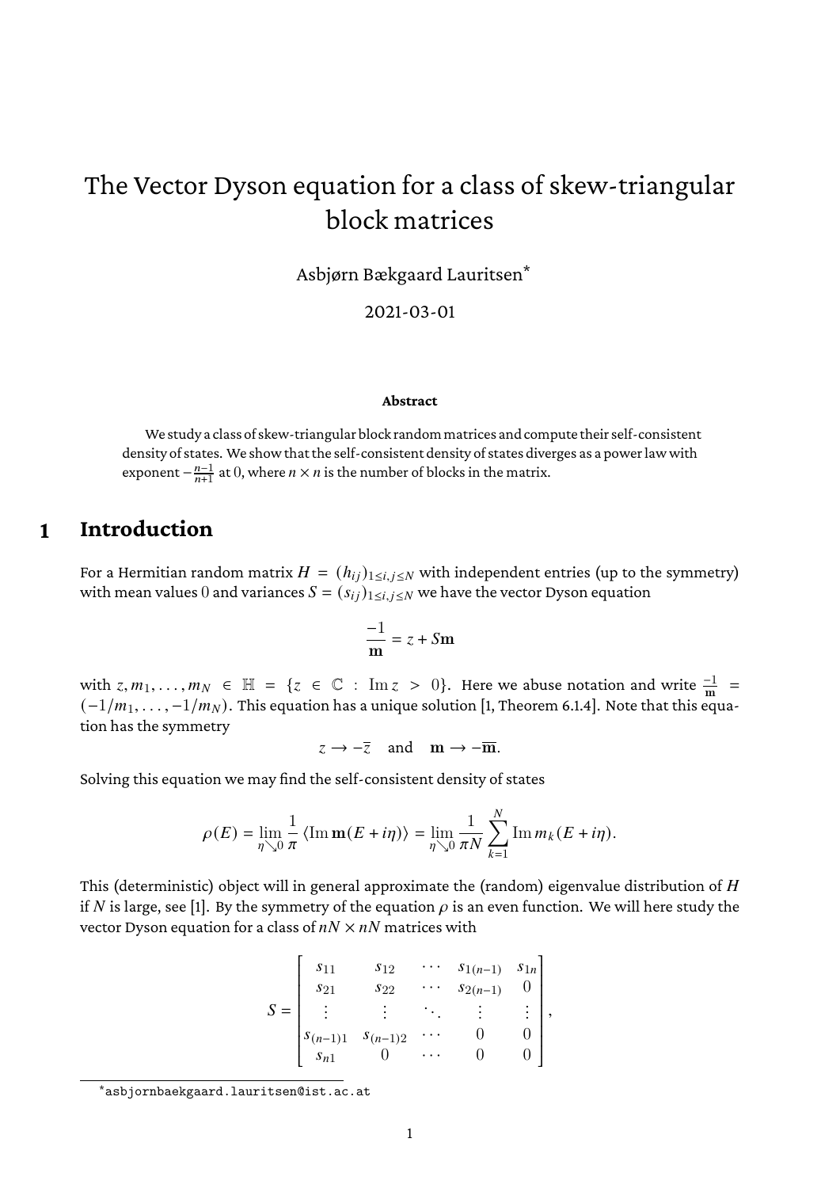# The Vector Dyson equation for a class of skew-triangular block matrices

Asbjørn Bækgaard Lauritsen*

2021-03-01

**Abstract**

We study a class of skew-triangular block random matrices and compute their self-consistent density of states. We show that the self-consistent density of states diverges as a power law with exponent $-\frac{n-1}{n+1}$ at 0, where $n \times n$ is the number of blocks in the matrix.

## 1 Introduction

For a Hermitian random matrix $H = (h_{ij})_{1 \le i,j \le N}$ with independent entries (up to the symmetry) with mean values 0 and variances $S = (s_{ij})_{1 \le i,j \le N}$ we have the vector Dyson equation

$$\frac{-1}{\mathbf{m}} = z + S\mathbf{m}$$

with $z, m_1, \ldots, m_N \in \mathbb{H} = \{z \in \mathbb{C} : \operatorname{Im} z > 0\}$. Here we abuse notation and write $\frac{-1}{\mathbf{m}} = (-1/m_1, \ldots, -1/m_N)$. This equation has a unique solution [1, Theorem 6.1.4]. Note that this equation has the symmetry

$$z \to -\overline{z} \quad \text{and} \quad \mathbf{m} \to -\overline{\mathbf{m}}.$$

Solving this equation we may find the self-consistent density of states

$$\rho(E) = \lim_{\eta \searrow 0} \frac{1}{\pi} \langle \operatorname{Im} \mathbf{m}(E + i\eta) \rangle = \lim_{\eta \searrow 0} \frac{1}{\pi N} \sum_{k=1}^{N} \operatorname{Im} m_k(E + i\eta).$$

This (deterministic) object will in general approximate the (random) eigenvalue distribution of $H$ if $N$ is large, see [1]. By the symmetry of the equation $\rho$ is an even function. We will here study the vector Dyson equation for a class of $nN \times nN$ matrices with

$$S = \begin{bmatrix} s_{11} & s_{12} & \cdots & s_{1(n-1)} & s_{1n} \\ s_{21} & s_{22} & \cdots & s_{2(n-1)} & 0 \\ \vdots & \vdots & \ddots & \vdots & \vdots \\ s_{(n-1)1} & s_{(n-1)2} & \cdots & 0 & 0 \\ s_{n1} & 0 & \cdots & 0 & 0 \end{bmatrix},$$

*asbjornbaekgaard.lauritsen@ist.ac.at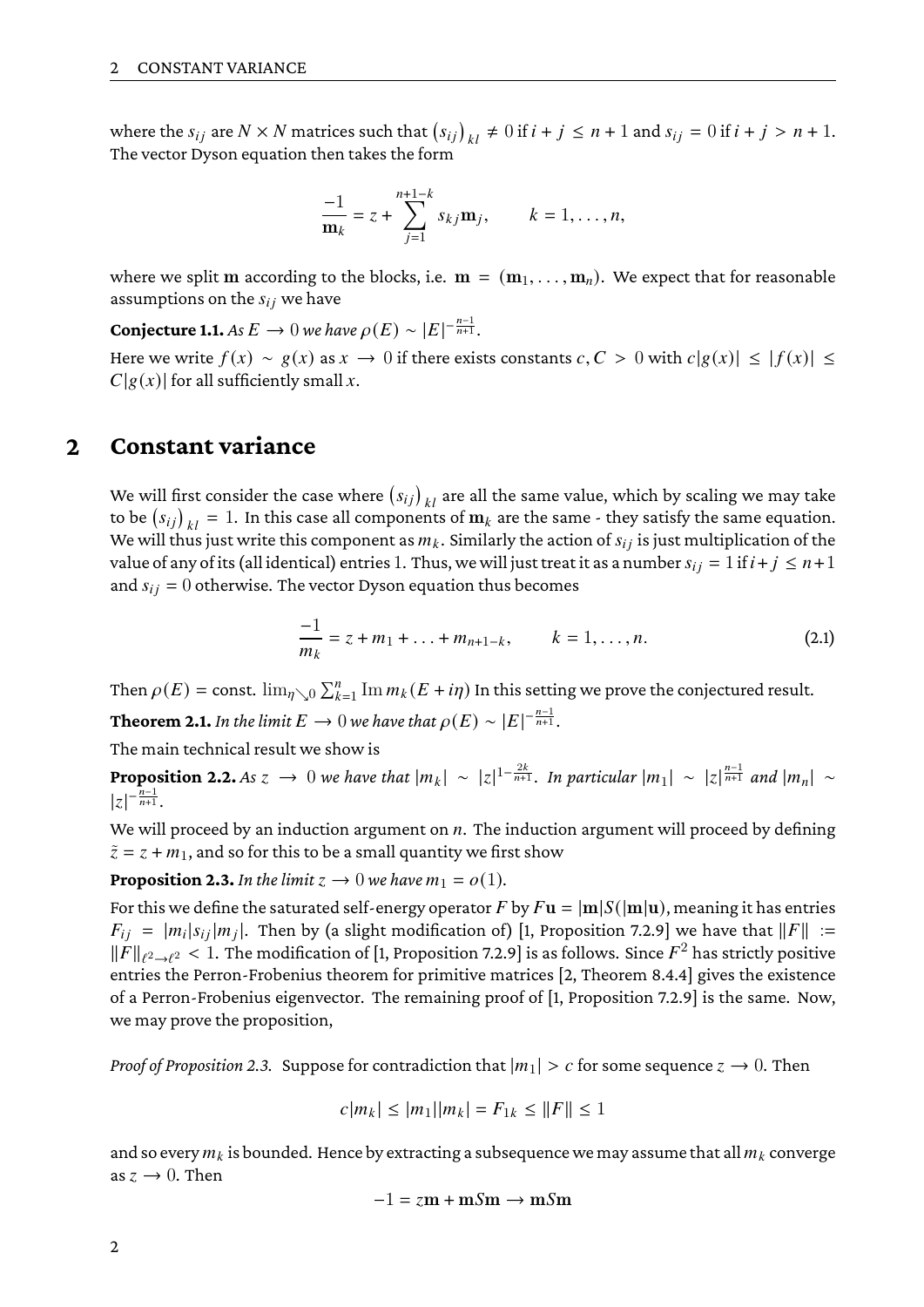where the $s_{ij}$ are $N \times N$ matrices such that $\left(s_{ij}\right)_{kl} \neq 0$ if $i + j \leq n + 1$ and $s_{ij} = 0$ if $i + j > n + 1$. The vector Dyson equation then takes the form

$$\frac{-1}{\mathbf{m}_k} = z + \sum_{j=1}^{n+1-k} s_{kj} \mathbf{m}_j, \qquad k = 1, \ldots, n,$$

where we split $\mathbf{m}$ according to the blocks, i.e. $\mathbf{m} = (\mathbf{m}_1, \ldots, \mathbf{m}_n)$. We expect that for reasonable assumptions on the $s_{ij}$ we have

**Conjecture 1.1.** *As $E \to 0$ we have $\rho(E) \sim |E|^{-\frac{n-1}{n+1}}$.*

Here we write $f(x) \sim g(x)$ as $x \to 0$ if there exists constants $c, C > 0$ with $c|g(x)| \leq |f(x)| \leq C|g(x)|$ for all sufficiently small $x$.

## 2 Constant variance

We will first consider the case where $\left(s_{ij}\right)_{kl}$ are all the same value, which by scaling we may take to be $\left(s_{ij}\right)_{kl} = 1$. In this case all components of $\mathbf{m}_k$ are the same - they satisfy the same equation. We will thus just write this component as $m_k$. Similarly the action of $s_{ij}$ is just multiplication of the value of any of its (all identical) entries $1$. Thus, we will just treat it as a number $s_{ij} = 1$ if $i + j \leq n + 1$ and $s_{ij} = 0$ otherwise. The vector Dyson equation thus becomes

$$\frac{-1}{m_k} = z + m_1 + \ldots + m_{n+1-k}, \qquad k = 1, \ldots, n. \tag{2.1}$$

Then $\rho(E) = \text{const.} \lim_{\eta \searrow 0} \sum_{k=1}^{n} \operatorname{Im} m_k(E + i\eta)$ In this setting we prove the conjectured result.

**Theorem 2.1.** *In the limit $E \to 0$ we have that $\rho(E) \sim |E|^{-\frac{n-1}{n+1}}$.*

The main technical result we show is

**Proposition 2.2.** *As $z \to 0$ we have that $|m_k| \sim |z|^{1-\frac{2k}{n+1}}$. In particular $|m_1| \sim |z|^{\frac{n-1}{n+1}}$ and $|m_n| \sim |z|^{-\frac{n-1}{n+1}}$.*

We will proceed by an induction argument on $n$. The induction argument will proceed by defining $\tilde{z} = z + m_1$, and so for this to be a small quantity we first show

**Proposition 2.3.** *In the limit $z \to 0$ we have $m_1 = o(1)$.*

For this we define the saturated self-energy operator $F$ by $F\mathbf{u} = |\mathbf{m}| S(|\mathbf{m}|\mathbf{u})$, meaning it has entries $F_{ij} = |m_i| s_{ij} |m_j|$. Then by (a slight modification of) [1, Proposition 7.2.9] we have that $\|F\| := \|F\|_{\ell^2 \to \ell^2} < 1$. The modification of [1, Proposition 7.2.9] is as follows. Since $F^2$ has strictly positive entries the Perron-Frobenius theorem for primitive matrices [2, Theorem 8.4.4] gives the existence of a Perron-Frobenius eigenvector. The remaining proof of [1, Proposition 7.2.9] is the same. Now, we may prove the proposition,

*Proof of Proposition 2.3.* Suppose for contradiction that $|m_1| > c$ for some sequence $z \to 0$. Then

$$c|m_k| \leq |m_1||m_k| = F_{1k} \leq \|F\| \leq 1$$

and so every $m_k$ is bounded. Hence by extracting a subsequence we may assume that all $m_k$ converge as $z \to 0$. Then

$$-1 = z\mathbf{m} + \mathbf{m}S\mathbf{m} \to \mathbf{m}S\mathbf{m}$$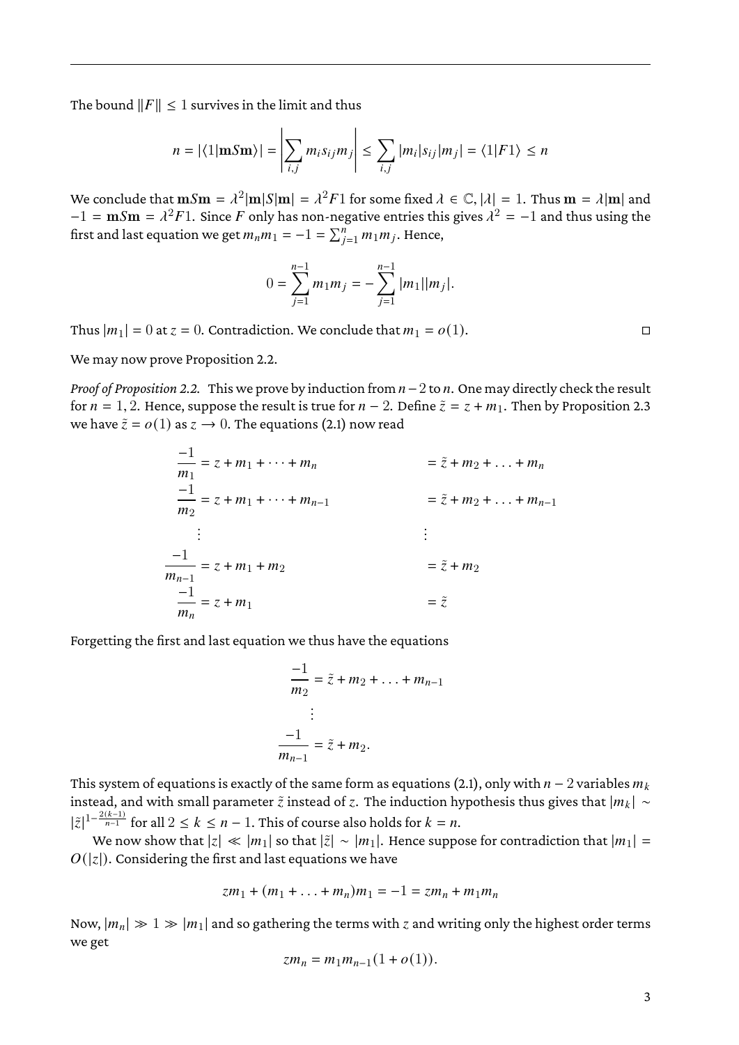The bound $\|F\| \leq 1$ survives in the limit and thus

$$n = |\langle 1|\mathbf{m}S\mathbf{m}\rangle| = \left|\sum_{i,j} m_i s_{ij} m_j\right| \leq \sum_{i,j} |m_i| s_{ij} |m_j| = \langle 1|F1\rangle \leq n$$

We conclude that $\mathbf{m}S\mathbf{m} = \lambda^2 |\mathbf{m}|S|\mathbf{m}| = \lambda^2 F1$ for some fixed $\lambda \in \mathbb{C}, |\lambda| = 1$. Thus $\mathbf{m} = \lambda|\mathbf{m}|$ and $-1 = \mathbf{m}S\mathbf{m} = \lambda^2 F1$. Since $F$ only has non-negative entries this gives $\lambda^2 = -1$ and thus using the first and last equation we get $m_n m_1 = -1 = \sum_{j=1}^n m_1 m_j$. Hence,

$$0 = \sum_{j=1}^{n-1} m_1 m_j = -\sum_{j=1}^{n-1} |m_1||m_j|.$$

Thus $|m_1| = 0$ at $z = 0$. Contradiction. We conclude that $m_1 = o(1)$. □

We may now prove Proposition 2.2.

*Proof of Proposition 2.2.* This we prove by induction from $n-2$ to $n$. One may directly check the result for $n = 1, 2$. Hence, suppose the result is true for $n - 2$. Define $\tilde{z} = z + m_1$. Then by Proposition 2.3 we have $\tilde{z} = o(1)$ as $z \to 0$. The equations (2.1) now read

$$\begin{aligned}
\frac{-1}{m_1} &= z + m_1 + \cdots + m_n && = \tilde{z} + m_2 + \ldots + m_n \\
\frac{-1}{m_2} &= z + m_1 + \cdots + m_{n-1} && = \tilde{z} + m_2 + \ldots + m_{n-1} \\
&\vdots && \vdots \\
\frac{-1}{m_{n-1}} &= z + m_1 + m_2 && = \tilde{z} + m_2 \\
\frac{-1}{m_n} &= z + m_1 && = \tilde{z}
\end{aligned}$$

Forgetting the first and last equation we thus have the equations

$$\begin{aligned}
\frac{-1}{m_2} &= \tilde{z} + m_2 + \ldots + m_{n-1} \\
&\vdots \\
\frac{-1}{m_{n-1}} &= \tilde{z} + m_2.
\end{aligned}$$

This system of equations is exactly of the same form as equations (2.1), only with $n-2$ variables $m_k$ instead, and with small parameter $\tilde{z}$ instead of $z$. The induction hypothesis thus gives that $|m_k| \sim |\tilde{z}|^{1-\frac{2(k-1)}{n-1}}$ for all $2 \leq k \leq n-1$. This of course also holds for $k = n$.

We now show that $|z| \ll |m_1|$ so that $|\tilde{z}| \sim |m_1|$. Hence suppose for contradiction that $|m_1| = O(|z|)$. Considering the first and last equations we have

$$zm_1 + (m_1 + \ldots + m_n)m_1 = -1 = zm_n + m_1 m_n$$

Now, $|m_n| \gg 1 \gg |m_1|$ and so gathering the terms with $z$ and writing only the highest order terms we get

$$zm_n = m_1 m_{n-1}(1 + o(1)).$$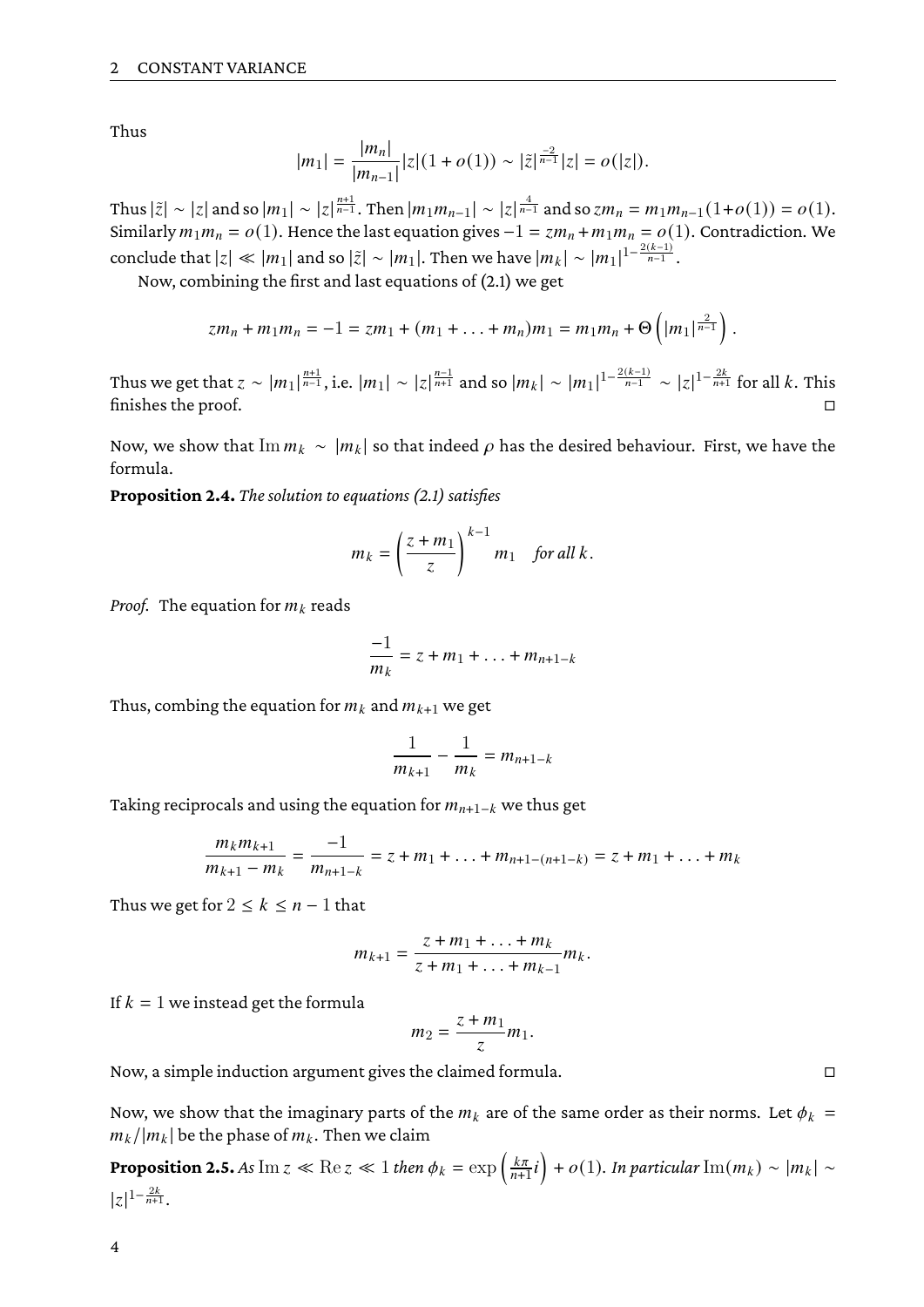Thus

$$|m_1| = \frac{|m_n|}{|m_{n-1}|}|z|(1+o(1)) \sim |\tilde{z}|^{\frac{-2}{n-1}}|z| = o(|z|).$$

Thus $|\tilde{z}| \sim |z|$ and so $|m_1| \sim |z|^{\frac{n+1}{n-1}}$. Then $|m_1 m_{n-1}| \sim |z|^{\frac{4}{n-1}}$ and so $zm_n = m_1 m_{n-1}(1+o(1)) = o(1)$. Similarly $m_1 m_n = o(1)$. Hence the last equation gives $-1 = zm_n + m_1 m_n = o(1)$. Contradiction. We conclude that $|z| \ll |m_1|$ and so $|\tilde{z}| \sim |m_1|$. Then we have $|m_k| \sim |m_1|^{1-\frac{2(k-1)}{n-1}}$.

Now, combining the first and last equations of (2.1) we get

$$zm_n + m_1 m_n = -1 = zm_1 + (m_1 + \ldots + m_n)m_1 = m_1 m_n + \Theta\left(|m_1|^{\frac{2}{n-1}}\right).$$

Thus we get that $z \sim |m_1|^{\frac{n+1}{n-1}}$, i.e. $|m_1| \sim |z|^{\frac{n-1}{n+1}}$ and so $|m_k| \sim |m_1|^{1-\frac{2(k-1)}{n-1}} \sim |z|^{1-\frac{2k}{n+1}}$ for all $k$. This finishes the proof. ◻

Now, we show that $\operatorname{Im} m_k \sim |m_k|$ so that indeed $\rho$ has the desired behaviour. First, we have the formula.

**Proposition 2.4.** *The solution to equations (2.1) satisfies*

$$m_k = \left(\frac{z+m_1}{z}\right)^{k-1} m_1 \quad \textit{for all } k.$$

*Proof.* The equation for $m_k$ reads

$$\frac{-1}{m_k} = z + m_1 + \ldots + m_{n+1-k}$$

Thus, combing the equation for $m_k$ and $m_{k+1}$ we get

$$\frac{1}{m_{k+1}} - \frac{1}{m_k} = m_{n+1-k}$$

Taking reciprocals and using the equation for $m_{n+1-k}$ we thus get

$$\frac{m_k m_{k+1}}{m_{k+1} - m_k} = \frac{-1}{m_{n+1-k}} = z + m_1 + \ldots + m_{n+1-(n+1-k)} = z + m_1 + \ldots + m_k$$

Thus we get for $2 \leq k \leq n-1$ that

$$m_{k+1} = \frac{z + m_1 + \ldots + m_k}{z + m_1 + \ldots + m_{k-1}} m_k.$$

If $k = 1$ we instead get the formula

$$m_2 = \frac{z + m_1}{z} m_1.$$

Now, a simple induction argument gives the claimed formula. ◻

Now, we show that the imaginary parts of the $m_k$ are of the same order as their norms. Let $\phi_k = m_k/|m_k|$ be the phase of $m_k$. Then we claim

**Proposition 2.5.** *As* $\operatorname{Im} z \ll \operatorname{Re} z \ll 1$ *then* $\phi_k = \exp\left(\frac{k\pi}{n+1}i\right) + o(1)$. *In particular* $\operatorname{Im}(m_k) \sim |m_k| \sim |z|^{1-\frac{2k}{n+1}}$.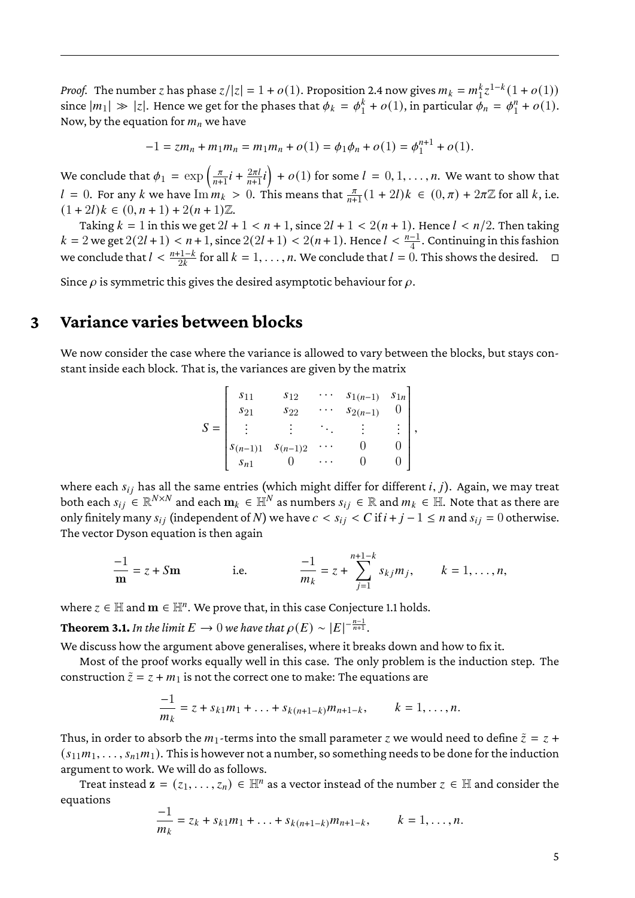*Proof.* The number $z$ has phase $z/|z| = 1 + o(1)$. Proposition 2.4 now gives $m_k = m_1^k z^{1-k}(1 + o(1))$ since $|m_1| \gg |z|$. Hence we get for the phases that $\phi_k = \phi_1^k + o(1)$, in particular $\phi_n = \phi_1^n + o(1)$. Now, by the equation for $m_n$ we have

$$-1 = zm_n + m_1 m_n = m_1 m_n + o(1) = \phi_1 \phi_n + o(1) = \phi_1^{n+1} + o(1).$$

We conclude that $\phi_1 = \exp\left(\frac{\pi}{n+1}i + \frac{2\pi l}{n+1}i\right) + o(1)$ for some $l = 0, 1, \ldots, n$. We want to show that $l = 0$. For any $k$ we have $\operatorname{Im} m_k > 0$. This means that $\frac{\pi}{n+1}(1 + 2l)k \in (0, \pi) + 2\pi\mathbb{Z}$ for all $k$, i.e. $(1 + 2l)k \in (0, n + 1) + 2(n + 1)\mathbb{Z}$.

Taking $k = 1$ in this we get $2l + 1 < n + 1$, since $2l + 1 < 2(n + 1)$. Hence $l < n/2$. Then taking $k = 2$ we get $2(2l + 1) < n + 1$, since $2(2l + 1) < 2(n + 1)$. Hence $l < \frac{n-1}{4}$. Continuing in this fashion we conclude that $l < \frac{n+1-k}{2k}$ for all $k = 1, \ldots, n$. We conclude that $l = 0$. This shows the desired. $\square$

Since $\rho$ is symmetric this gives the desired asymptotic behaviour for $\rho$.

## 3 Variance varies between blocks

We now consider the case where the variance is allowed to vary between the blocks, but stays constant inside each block. That is, the variances are given by the matrix

$$S = \begin{bmatrix} s_{11} & s_{12} & \cdots & s_{1(n-1)} & s_{1n} \\ s_{21} & s_{22} & \cdots & s_{2(n-1)} & 0 \\ \vdots & \vdots & \ddots & \vdots & \vdots \\ s_{(n-1)1} & s_{(n-1)2} & \cdots & 0 & 0 \\ s_{n1} & 0 & \cdots & 0 & 0 \end{bmatrix},$$

where each $s_{ij}$ has all the same entries (which might differ for different $i, j$). Again, we may treat both each $s_{ij} \in \mathbb{R}^{N \times N}$ and each $\mathbf{m}_k \in \mathbb{H}^N$ as numbers $s_{ij} \in \mathbb{R}$ and $m_k \in \mathbb{H}$. Note that as there are only finitely many $s_{ij}$ (independent of $N$) we have $c < s_{ij} < C$ if $i + j - 1 \leq n$ and $s_{ij} = 0$ otherwise. The vector Dyson equation is then again

$$\frac{-1}{\mathbf{m}} = z + S\mathbf{m} \qquad \text{i.e.} \qquad \frac{-1}{m_k} = z + \sum_{j=1}^{n+1-k} s_{kj} m_j, \qquad k = 1, \ldots, n,$$

where $z \in \mathbb{H}$ and $\mathbf{m} \in \mathbb{H}^n$. We prove that, in this case Conjecture 1.1 holds.

**Theorem 3.1.** *In the limit $E \to 0$ we have that $\rho(E) \sim |E|^{-\frac{n-1}{n+1}}$.*

We discuss how the argument above generalises, where it breaks down and how to fix it.

Most of the proof works equally well in this case. The only problem is the induction step. The construction $\tilde{z} = z + m_1$ is not the correct one to make: The equations are

$$\frac{-1}{m_k} = z + s_{k1}m_1 + \ldots + s_{k(n+1-k)}m_{n+1-k}, \qquad k = 1, \ldots, n.$$

Thus, in order to absorb the $m_1$-terms into the small parameter $z$ we would need to define $\tilde{z} = z + (s_{11}m_1, \ldots, s_{n1}m_1)$. This is however not a number, so something needs to be done for the induction argument to work. We will do as follows.

Treat instead $\mathbf{z} = (z_1, \ldots, z_n) \in \mathbb{H}^n$ as a vector instead of the number $z \in \mathbb{H}$ and consider the equations

$$\frac{-1}{m_k} = z_k + s_{k1}m_1 + \ldots + s_{k(n+1-k)}m_{n+1-k}, \qquad k = 1, \ldots, n.$$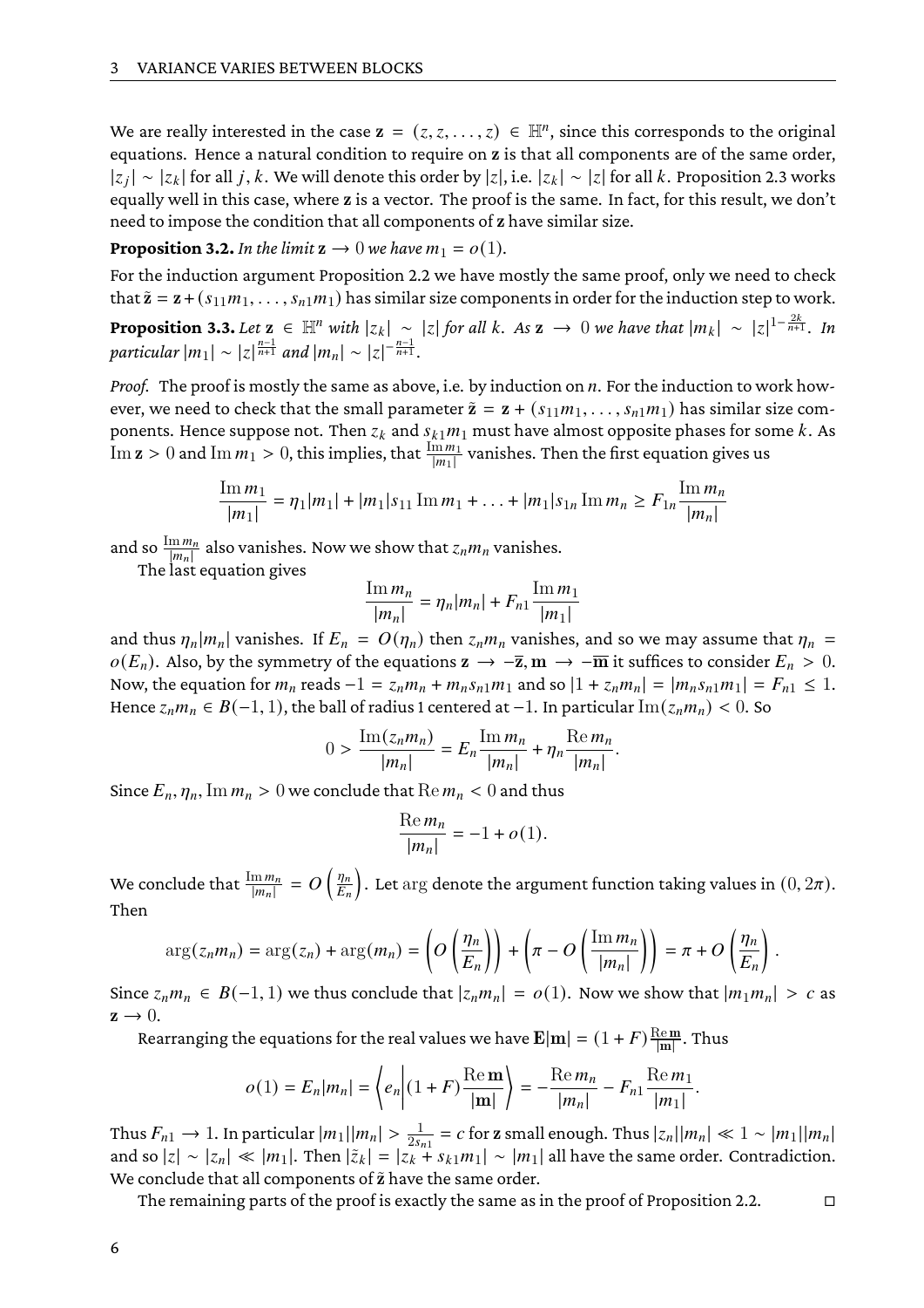We are really interested in the case $\mathbf{z} = (z, z, \ldots, z) \in \mathbb{H}^n$, since this corresponds to the original equations. Hence a natural condition to require on $\mathbf{z}$ is that all components are of the same order, $|z_j| \sim |z_k|$ for all $j, k$. We will denote this order by $|z|$, i.e. $|z_k| \sim |z|$ for all $k$. Proposition 2.3 works equally well in this case, where $\mathbf{z}$ is a vector. The proof is the same. In fact, for this result, we don't need to impose the condition that all components of $\mathbf{z}$ have similar size.

**Proposition 3.2.** *In the limit $\mathbf{z} \to 0$ we have $m_1 = o(1)$.*

For the induction argument Proposition 2.2 we have mostly the same proof, only we need to check that $\tilde{\mathbf{z}} = \mathbf{z} + (s_{11}m_1, \ldots, s_{n1}m_1)$ has similar size components in order for the induction step to work.

**Proposition 3.3.** *Let $\mathbf{z} \in \mathbb{H}^n$ with $|z_k| \sim |z|$ for all $k$. As $\mathbf{z} \to 0$ we have that $|m_k| \sim |z|^{1-\frac{2k}{n+1}}$. In particular $|m_1| \sim |z|^{\frac{n-1}{n+1}}$ and $|m_n| \sim |z|^{-\frac{n-1}{n+1}}$.*

*Proof.* The proof is mostly the same as above, i.e. by induction on $n$. For the induction to work however, we need to check that the small parameter $\tilde{\mathbf{z}} = \mathbf{z} + (s_{11}m_1, \ldots, s_{n1}m_1)$ has similar size components. Hence suppose not. Then $z_k$ and $s_{k1}m_1$ must have almost opposite phases for some $k$. As $\operatorname{Im} \mathbf{z} > 0$ and $\operatorname{Im} m_1 > 0$, this implies, that $\frac{\operatorname{Im} m_1}{|m_1|}$ vanishes. Then the first equation gives us

$$\frac{\operatorname{Im} m_1}{|m_1|} = \eta_1 |m_1| + |m_1| s_{11} \operatorname{Im} m_1 + \ldots + |m_1| s_{1n} \operatorname{Im} m_n \geq F_{1n} \frac{\operatorname{Im} m_n}{|m_n|}$$

and so $\frac{\operatorname{Im} m_n}{|m_n|}$ also vanishes. Now we show that $z_n m_n$ vanishes.

The last equation gives

$$\frac{\operatorname{Im} m_n}{|m_n|} = \eta_n |m_n| + F_{n1} \frac{\operatorname{Im} m_1}{|m_1|}$$

and thus $\eta_n |m_n|$ vanishes. If $E_n = O(\eta_n)$ then $z_n m_n$ vanishes, and so we may assume that $\eta_n = o(E_n)$. Also, by the symmetry of the equations $\mathbf{z} \to -\overline{\mathbf{z}}, \mathbf{m} \to -\overline{\mathbf{m}}$ it suffices to consider $E_n > 0$. Now, the equation for $m_n$ reads $-1 = z_n m_n + m_n s_{n1} m_1$ and so $|1 + z_n m_n| = |m_n s_{n1} m_1| = F_{n1} \leq 1$. Hence $z_n m_n \in B(-1, 1)$, the ball of radius 1 centered at $-1$. In particular $\operatorname{Im}(z_n m_n) < 0$. So

$$0 > \frac{\operatorname{Im}(z_n m_n)}{|m_n|} = E_n \frac{\operatorname{Im} m_n}{|m_n|} + \eta_n \frac{\operatorname{Re} m_n}{|m_n|}.$$

Since $E_n, \eta_n, \operatorname{Im} m_n > 0$ we conclude that $\operatorname{Re} m_n < 0$ and thus

$$\frac{\operatorname{Re} m_n}{|m_n|} = -1 + o(1).$$

We conclude that $\frac{\operatorname{Im} m_n}{|m_n|} = O\left(\frac{\eta_n}{E_n}\right)$. Let $\arg$ denote the argument function taking values in $(0, 2\pi)$. Then

$$\arg(z_n m_n) = \arg(z_n) + \arg(m_n) = \left(O\left(\frac{\eta_n}{E_n}\right)\right) + \left(\pi - O\left(\frac{\operatorname{Im} m_n}{|m_n|}\right)\right) = \pi + O\left(\frac{\eta_n}{E_n}\right).$$

Since $z_n m_n \in B(-1, 1)$ we thus conclude that $|z_n m_n| = o(1)$. Now we show that $|m_1 m_n| > c$ as $\mathbf{z} \to 0$.

Rearranging the equations for the real values we have $\mathbf{E}|\mathbf{m}| = (1 + F)\frac{\operatorname{Re} \mathbf{m}}{|\mathbf{m}|}$. Thus

$$o(1) = E_n |m_n| = \left\langle e_n \middle| (1 + F) \frac{\operatorname{Re} \mathbf{m}}{|\mathbf{m}|} \right\rangle = -\frac{\operatorname{Re} m_n}{|m_n|} - F_{n1} \frac{\operatorname{Re} m_1}{|m_1|}.$$

Thus $F_{n1} \to 1$. In particular $|m_1||m_n| > \frac{1}{2s_{n1}} = c$ for $\mathbf{z}$ small enough. Thus $|z_n||m_n| \ll 1 \sim |m_1||m_n|$ and so $|z| \sim |z_n| \ll |m_1|$. Then $|\tilde{z}_k| = |z_k + s_{k1} m_1| \sim |m_1|$ all have the same order. Contradiction. We conclude that all components of $\tilde{\mathbf{z}}$ have the same order.

The remaining parts of the proof is exactly the same as in the proof of Proposition 2.2. $\square$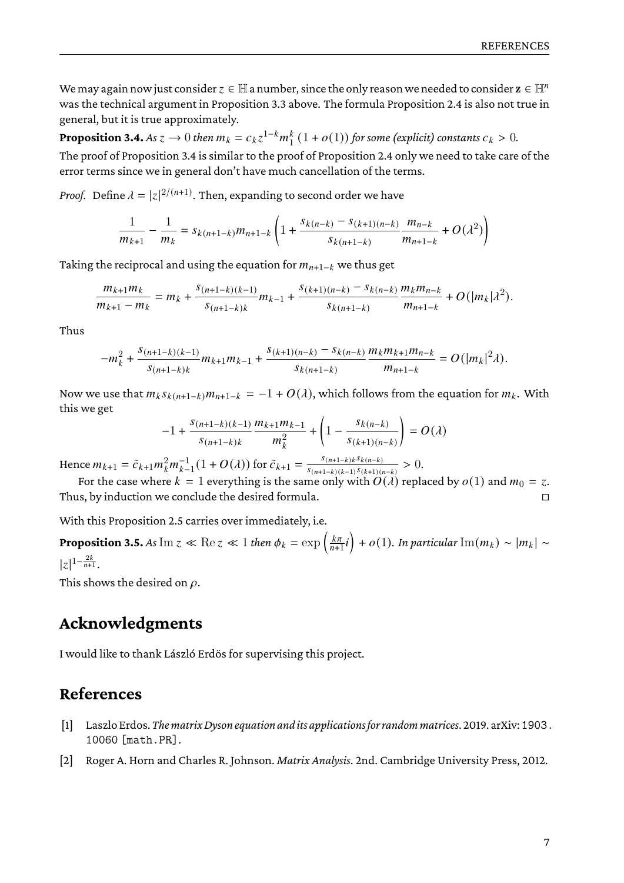We may again now just consider $z \in \mathbb{H}$ a number, since the only reason we needed to consider $\mathbf{z} \in \mathbb{H}^n$ was the technical argument in Proposition 3.3 above. The formula Proposition 2.4 is also not true in general, but it is true approximately.

**Proposition 3.4.** *As $z \to 0$ then $m_k = c_k z^{1-k} m_1^k (1 + o(1))$ for some (explicit) constants $c_k > 0$.*

The proof of Proposition 3.4 is similar to the proof of Proposition 2.4 only we need to take care of the error terms since we in general don't have much cancellation of the terms.

*Proof.* Define $\lambda = |z|^{2/(n+1)}$. Then, expanding to second order we have

$$\frac{1}{m_{k+1}} - \frac{1}{m_k} = s_{k(n+1-k)} m_{n+1-k} \left( 1 + \frac{s_{k(n-k)} - s_{(k+1)(n-k)}}{s_{k(n+1-k)}} \frac{m_{n-k}}{m_{n+1-k}} + O(\lambda^2) \right)$$

Taking the reciprocal and using the equation for $m_{n+1-k}$ we thus get

$$\frac{m_{k+1} m_k}{m_{k+1} - m_k} = m_k + \frac{s_{(n+1-k)(k-1)}}{s_{(n+1-k)k}} m_{k-1} + \frac{s_{(k+1)(n-k)} - s_{k(n-k)}}{s_{k(n+1-k)}} \frac{m_k m_{n-k}}{m_{n+1-k}} + O(|m_k| \lambda^2).$$

Thus

$$-m_k^2 + \frac{s_{(n+1-k)(k-1)}}{s_{(n+1-k)k}} m_{k+1} m_{k-1} + \frac{s_{(k+1)(n-k)} - s_{k(n-k)}}{s_{k(n+1-k)}} \frac{m_k m_{k+1} m_{n-k}}{m_{n+1-k}} = O(|m_k|^2 \lambda).$$

Now we use that $m_k s_{k(n+1-k)} m_{n+1-k} = -1 + O(\lambda)$, which follows from the equation for $m_k$. With this we get

$$-1 + \frac{s_{(n+1-k)(k-1)}}{s_{(n+1-k)k}} \frac{m_{k+1} m_{k-1}}{m_k^2} + \left( 1 - \frac{s_{k(n-k)}}{s_{(k+1)(n-k)}} \right) = O(\lambda)$$

Hence $m_{k+1} = \tilde{c}_{k+1} m_k^2 m_{k-1}^{-1} (1 + O(\lambda))$ for $\tilde{c}_{k+1} = \frac{s_{(n+1-k)k} s_{k(n-k)}}{s_{(n+1-k)(k-1)} s_{(k+1)(n-k)}} > 0$.

For the case where $k = 1$ everything is the same only with $O(\lambda)$ replaced by $o(1)$ and $m_0 = z$. Thus, by induction we conclude the desired formula. □

With this Proposition 2.5 carries over immediately, i.e.

**Proposition 3.5.** *As $\operatorname{Im} z \ll \operatorname{Re} z \ll 1$ then $\phi_k = \exp\left(\frac{k\pi}{n+1} i\right) + o(1)$. In particular $\operatorname{Im}(m_k) \sim |m_k| \sim |z|^{1 - \frac{2k}{n+1}}$.*

This shows the desired on $\rho$.

## Acknowledgments

I would like to thank László Erdös for supervising this project.

## References

[1] Laszlo Erdos. *The matrix Dyson equation and its applications for random matrices*. 2019. arXiv: 1903.10060 [math.PR].

[2] Roger A. Horn and Charles R. Johnson. *Matrix Analysis*. 2nd. Cambridge University Press, 2012.